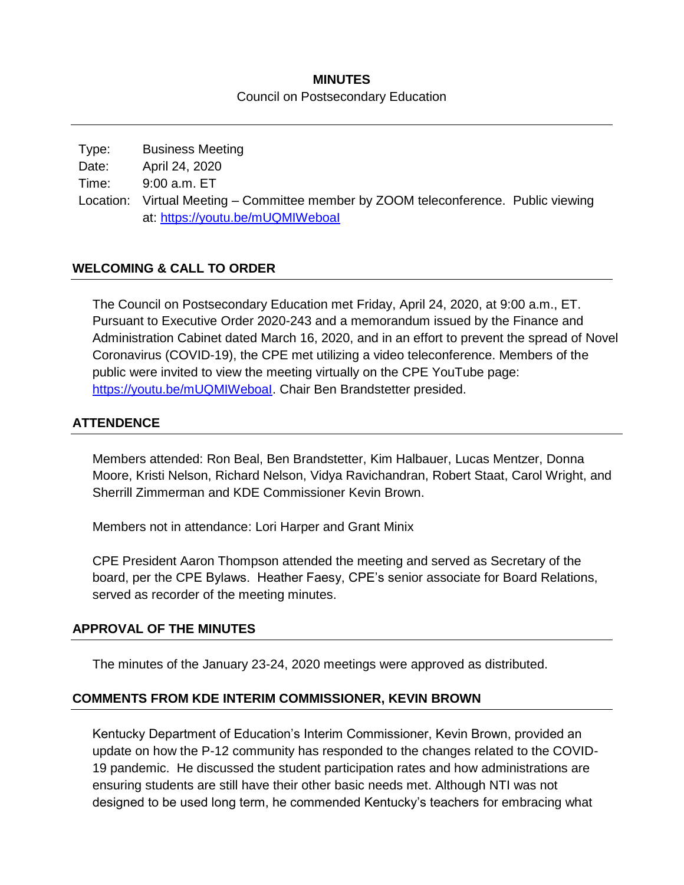**MINUTES**

Council on Postsecondary Education

---

| | |
|---|---|
| Type: | Business Meeting |
| Date: | April 24, 2020 |
| Time: | 9:00 a.m. ET |
| Location: | Virtual Meeting – Committee member by ZOOM teleconference. Public viewing at: https://youtu.be/mUQMIWeboaI |

## WELCOMING & CALL TO ORDER

The Council on Postsecondary Education met Friday, April 24, 2020, at 9:00 a.m., ET. Pursuant to Executive Order 2020-243 and a memorandum issued by the Finance and Administration Cabinet dated March 16, 2020, and in an effort to prevent the spread of Novel Coronavirus (COVID-19), the CPE met utilizing a video teleconference. Members of the public were invited to view the meeting virtually on the CPE YouTube page: https://youtu.be/mUQMIWeboaI. Chair Ben Brandstetter presided.

## ATTENDENCE

Members attended: Ron Beal, Ben Brandstetter, Kim Halbauer, Lucas Mentzer, Donna Moore, Kristi Nelson, Richard Nelson, Vidya Ravichandran, Robert Staat, Carol Wright, and Sherrill Zimmerman and KDE Commissioner Kevin Brown.

Members not in attendance: Lori Harper and Grant Minix

CPE President Aaron Thompson attended the meeting and served as Secretary of the board, per the CPE Bylaws. Heather Faesy, CPE's senior associate for Board Relations, served as recorder of the meeting minutes.

## APPROVAL OF THE MINUTES

The minutes of the January 23-24, 2020 meetings were approved as distributed.

## COMMENTS FROM KDE INTERIM COMMISSIONER, KEVIN BROWN

Kentucky Department of Education's Interim Commissioner, Kevin Brown, provided an update on how the P-12 community has responded to the changes related to the COVID-19 pandemic. He discussed the student participation rates and how administrations are ensuring students are still have their other basic needs met. Although NTI was not designed to be used long term, he commended Kentucky's teachers for embracing what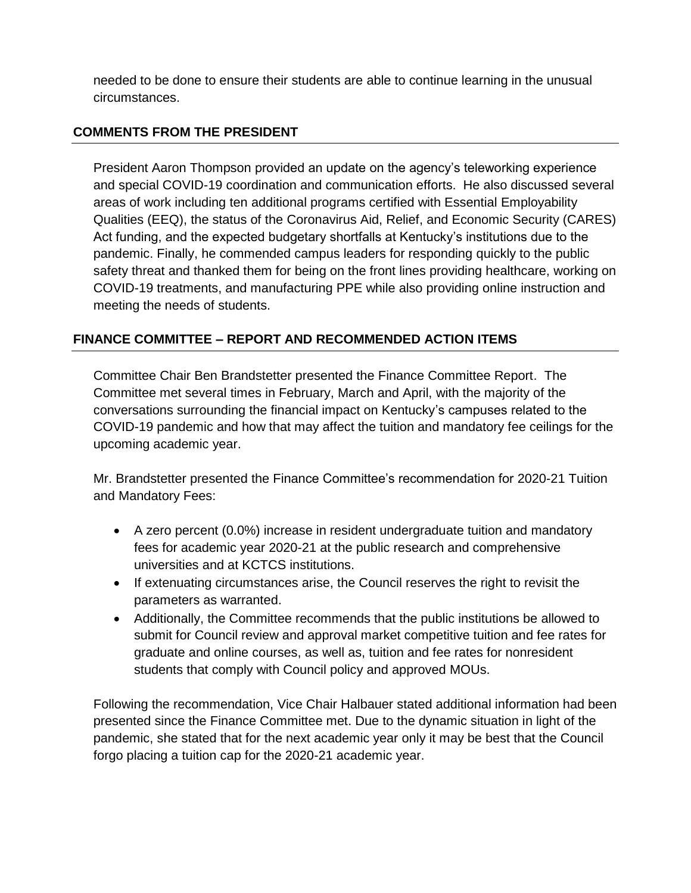needed to be done to ensure their students are able to continue learning in the unusual circumstances.

## COMMENTS FROM THE PRESIDENT

President Aaron Thompson provided an update on the agency's teleworking experience and special COVID-19 coordination and communication efforts. He also discussed several areas of work including ten additional programs certified with Essential Employability Qualities (EEQ), the status of the Coronavirus Aid, Relief, and Economic Security (CARES) Act funding, and the expected budgetary shortfalls at Kentucky's institutions due to the pandemic. Finally, he commended campus leaders for responding quickly to the public safety threat and thanked them for being on the front lines providing healthcare, working on COVID-19 treatments, and manufacturing PPE while also providing online instruction and meeting the needs of students.

## FINANCE COMMITTEE – REPORT AND RECOMMENDED ACTION ITEMS

Committee Chair Ben Brandstetter presented the Finance Committee Report. The Committee met several times in February, March and April, with the majority of the conversations surrounding the financial impact on Kentucky's campuses related to the COVID-19 pandemic and how that may affect the tuition and mandatory fee ceilings for the upcoming academic year.

Mr. Brandstetter presented the Finance Committee's recommendation for 2020-21 Tuition and Mandatory Fees:

- A zero percent (0.0%) increase in resident undergraduate tuition and mandatory fees for academic year 2020-21 at the public research and comprehensive universities and at KCTCS institutions.
- If extenuating circumstances arise, the Council reserves the right to revisit the parameters as warranted.
- Additionally, the Committee recommends that the public institutions be allowed to submit for Council review and approval market competitive tuition and fee rates for graduate and online courses, as well as, tuition and fee rates for nonresident students that comply with Council policy and approved MOUs.

Following the recommendation, Vice Chair Halbauer stated additional information had been presented since the Finance Committee met. Due to the dynamic situation in light of the pandemic, she stated that for the next academic year only it may be best that the Council forgo placing a tuition cap for the 2020-21 academic year.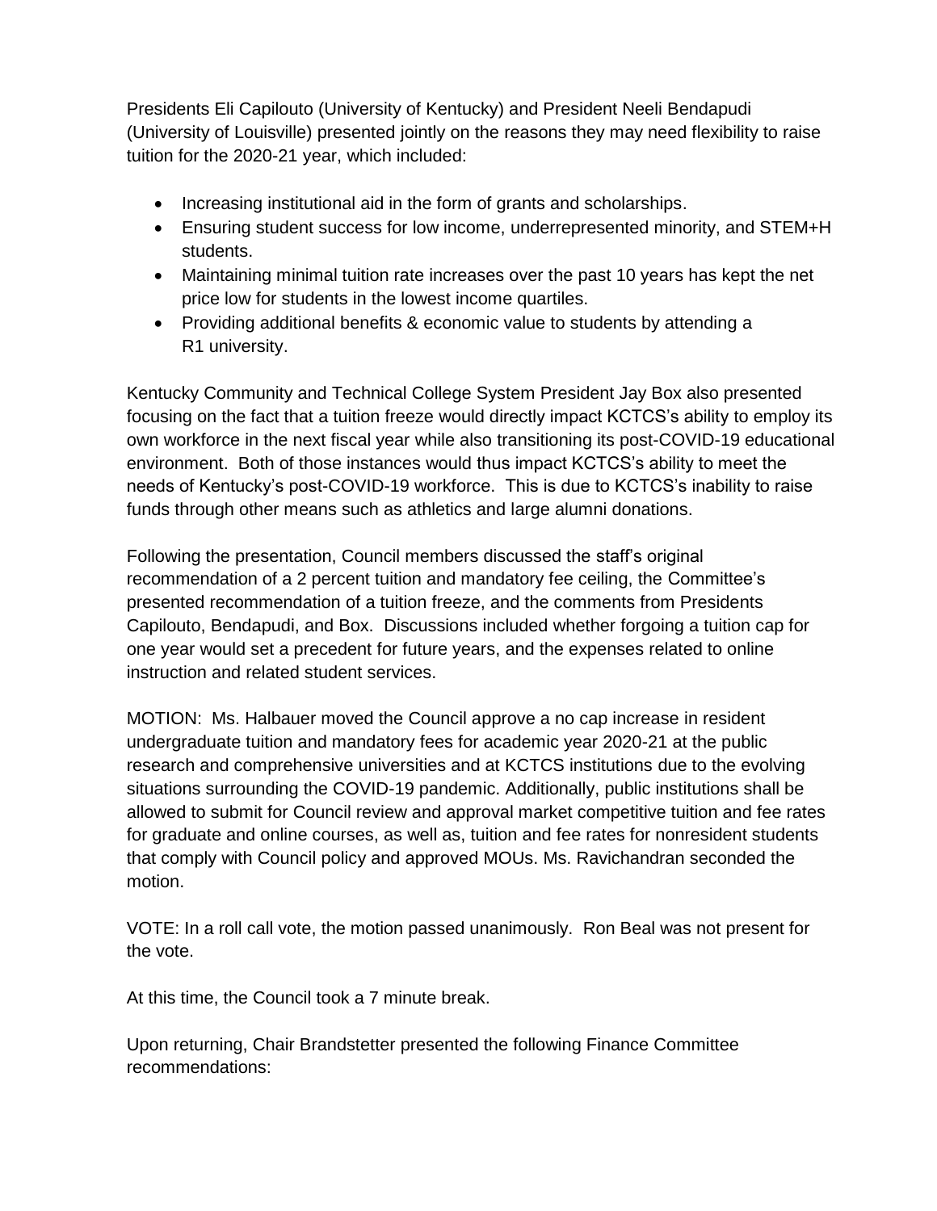Presidents Eli Capilouto (University of Kentucky) and President Neeli Bendapudi (University of Louisville) presented jointly on the reasons they may need flexibility to raise tuition for the 2020-21 year, which included:

- Increasing institutional aid in the form of grants and scholarships.
- Ensuring student success for low income, underrepresented minority, and STEM+H students.
- Maintaining minimal tuition rate increases over the past 10 years has kept the net price low for students in the lowest income quartiles.
- Providing additional benefits & economic value to students by attending a R1 university.

Kentucky Community and Technical College System President Jay Box also presented focusing on the fact that a tuition freeze would directly impact KCTCS's ability to employ its own workforce in the next fiscal year while also transitioning its post-COVID-19 educational environment. Both of those instances would thus impact KCTCS's ability to meet the needs of Kentucky's post-COVID-19 workforce. This is due to KCTCS's inability to raise funds through other means such as athletics and large alumni donations.

Following the presentation, Council members discussed the staff's original recommendation of a 2 percent tuition and mandatory fee ceiling, the Committee's presented recommendation of a tuition freeze, and the comments from Presidents Capilouto, Bendapudi, and Box. Discussions included whether forgoing a tuition cap for one year would set a precedent for future years, and the expenses related to online instruction and related student services.

MOTION: Ms. Halbauer moved the Council approve a no cap increase in resident undergraduate tuition and mandatory fees for academic year 2020-21 at the public research and comprehensive universities and at KCTCS institutions due to the evolving situations surrounding the COVID-19 pandemic. Additionally, public institutions shall be allowed to submit for Council review and approval market competitive tuition and fee rates for graduate and online courses, as well as, tuition and fee rates for nonresident students that comply with Council policy and approved MOUs. Ms. Ravichandran seconded the motion.

VOTE: In a roll call vote, the motion passed unanimously. Ron Beal was not present for the vote.

At this time, the Council took a 7 minute break.

Upon returning, Chair Brandstetter presented the following Finance Committee recommendations: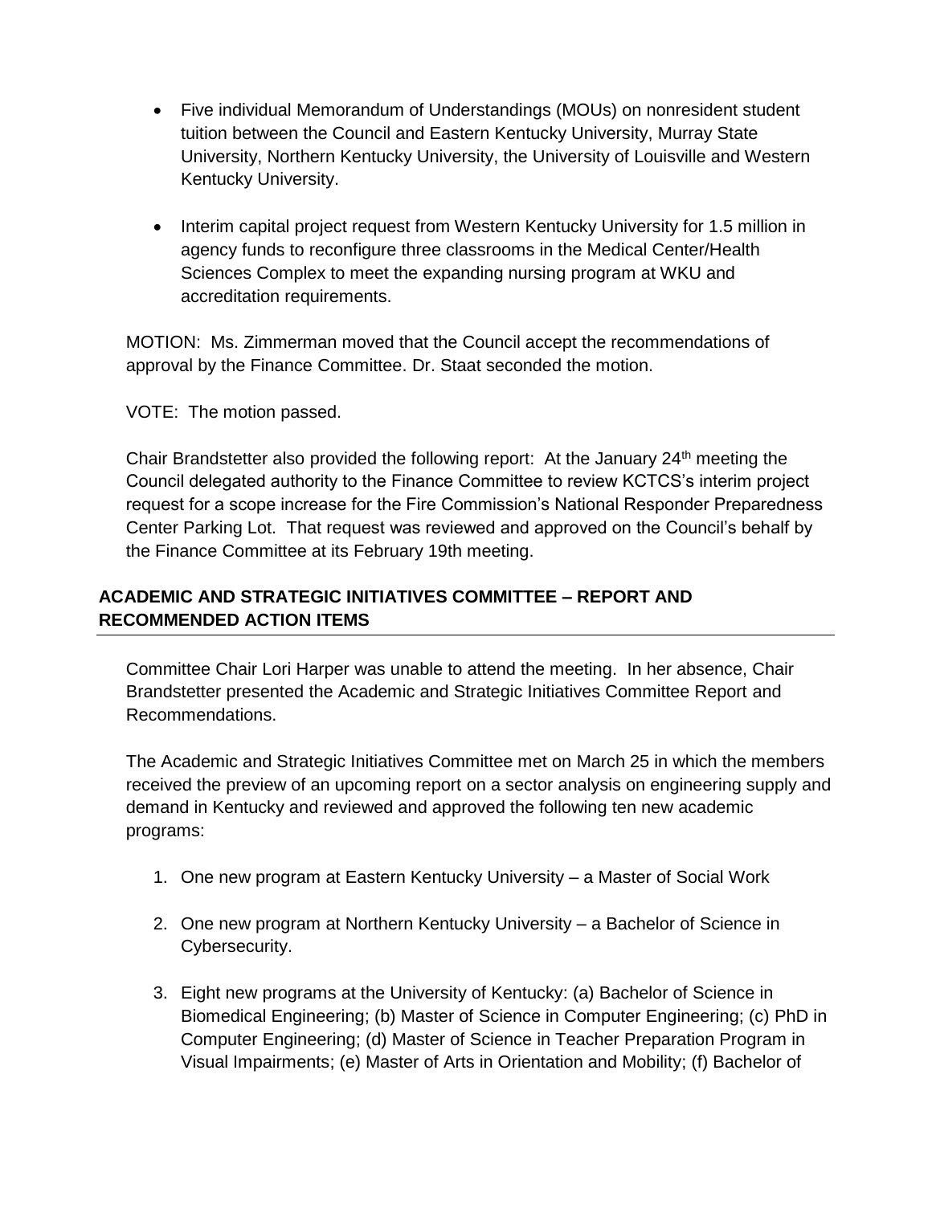- Five individual Memorandum of Understandings (MOUs) on nonresident student tuition between the Council and Eastern Kentucky University, Murray State University, Northern Kentucky University, the University of Louisville and Western Kentucky University.
- Interim capital project request from Western Kentucky University for 1.5 million in agency funds to reconfigure three classrooms in the Medical Center/Health Sciences Complex to meet the expanding nursing program at WKU and accreditation requirements.

MOTION: Ms. Zimmerman moved that the Council accept the recommendations of approval by the Finance Committee. Dr. Staat seconded the motion.

VOTE: The motion passed.

Chair Brandstetter also provided the following report: At the January 24th meeting the Council delegated authority to the Finance Committee to review KCTCS's interim project request for a scope increase for the Fire Commission's National Responder Preparedness Center Parking Lot. That request was reviewed and approved on the Council's behalf by the Finance Committee at its February 19th meeting.

## ACADEMIC AND STRATEGIC INITIATIVES COMMITTEE – REPORT AND RECOMMENDED ACTION ITEMS

Committee Chair Lori Harper was unable to attend the meeting. In her absence, Chair Brandstetter presented the Academic and Strategic Initiatives Committee Report and Recommendations.

The Academic and Strategic Initiatives Committee met on March 25 in which the members received the preview of an upcoming report on a sector analysis on engineering supply and demand in Kentucky and reviewed and approved the following ten new academic programs:

1. One new program at Eastern Kentucky University – a Master of Social Work
2. One new program at Northern Kentucky University – a Bachelor of Science in Cybersecurity.
3. Eight new programs at the University of Kentucky: (a) Bachelor of Science in Biomedical Engineering; (b) Master of Science in Computer Engineering; (c) PhD in Computer Engineering; (d) Master of Science in Teacher Preparation Program in Visual Impairments; (e) Master of Arts in Orientation and Mobility; (f) Bachelor of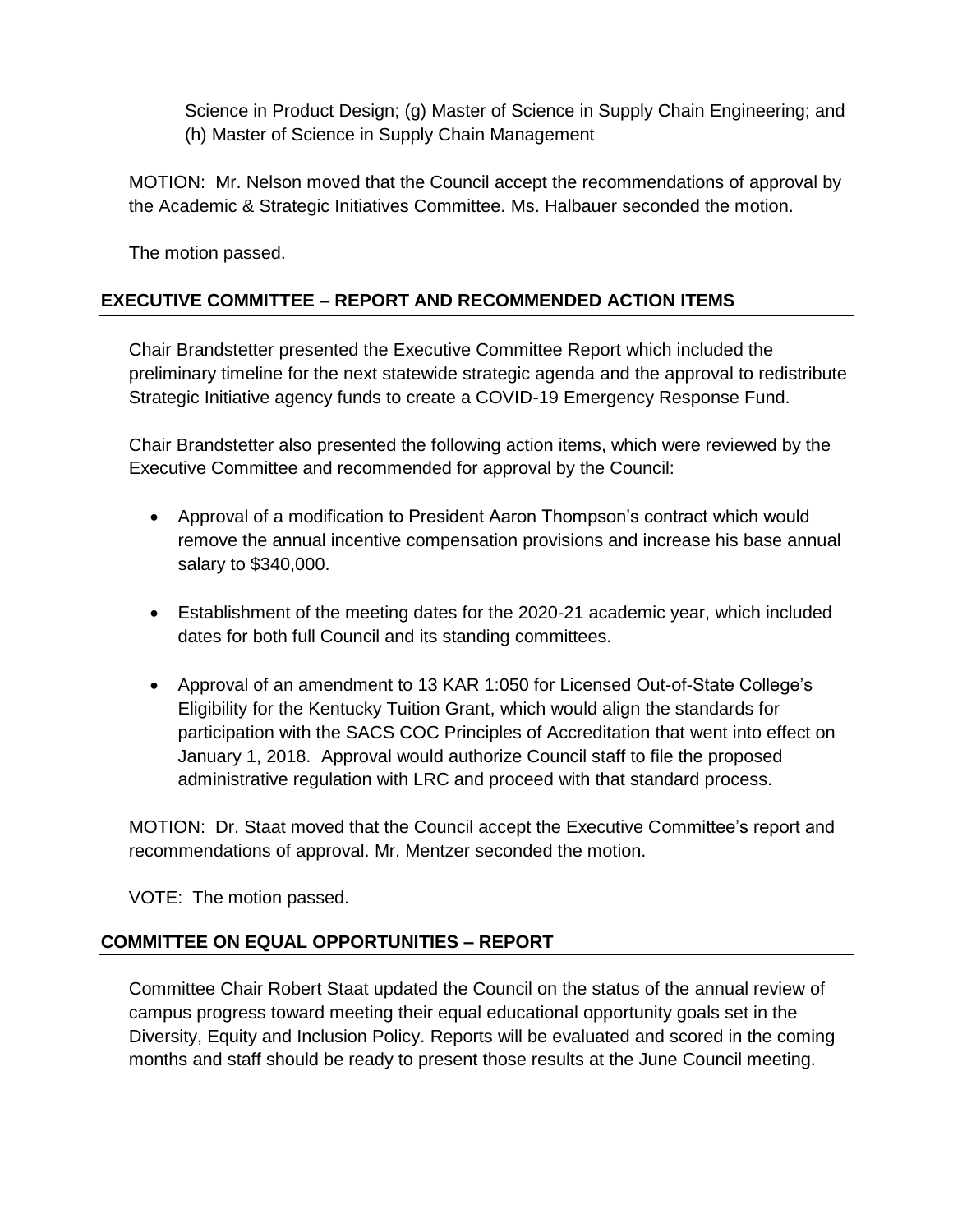Science in Product Design; (g) Master of Science in Supply Chain Engineering; and (h) Master of Science in Supply Chain Management

MOTION: Mr. Nelson moved that the Council accept the recommendations of approval by the Academic & Strategic Initiatives Committee. Ms. Halbauer seconded the motion.

The motion passed.

## EXECUTIVE COMMITTEE – REPORT AND RECOMMENDED ACTION ITEMS

Chair Brandstetter presented the Executive Committee Report which included the preliminary timeline for the next statewide strategic agenda and the approval to redistribute Strategic Initiative agency funds to create a COVID-19 Emergency Response Fund.

Chair Brandstetter also presented the following action items, which were reviewed by the Executive Committee and recommended for approval by the Council:

- Approval of a modification to President Aaron Thompson's contract which would remove the annual incentive compensation provisions and increase his base annual salary to $340,000.
- Establishment of the meeting dates for the 2020-21 academic year, which included dates for both full Council and its standing committees.
- Approval of an amendment to 13 KAR 1:050 for Licensed Out-of-State College's Eligibility for the Kentucky Tuition Grant, which would align the standards for participation with the SACS COC Principles of Accreditation that went into effect on January 1, 2018. Approval would authorize Council staff to file the proposed administrative regulation with LRC and proceed with that standard process.

MOTION: Dr. Staat moved that the Council accept the Executive Committee's report and recommendations of approval. Mr. Mentzer seconded the motion.

VOTE: The motion passed.

## COMMITTEE ON EQUAL OPPORTUNITIES – REPORT

Committee Chair Robert Staat updated the Council on the status of the annual review of campus progress toward meeting their equal educational opportunity goals set in the Diversity, Equity and Inclusion Policy. Reports will be evaluated and scored in the coming months and staff should be ready to present those results at the June Council meeting.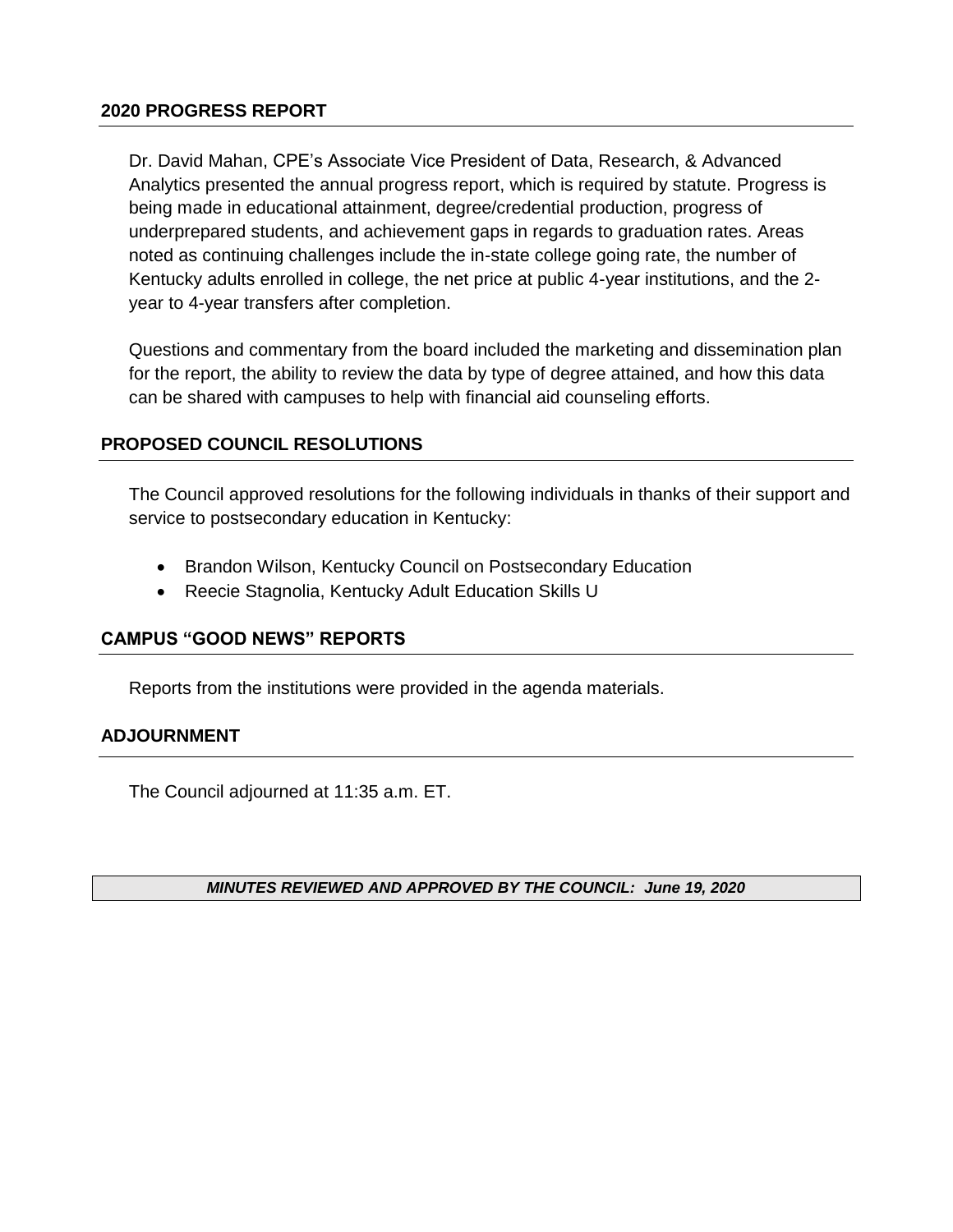## 2020 PROGRESS REPORT

Dr. David Mahan, CPE's Associate Vice President of Data, Research, & Advanced Analytics presented the annual progress report, which is required by statute. Progress is being made in educational attainment, degree/credential production, progress of underprepared students, and achievement gaps in regards to graduation rates. Areas noted as continuing challenges include the in-state college going rate, the number of Kentucky adults enrolled in college, the net price at public 4-year institutions, and the 2-year to 4-year transfers after completion.

Questions and commentary from the board included the marketing and dissemination plan for the report, the ability to review the data by type of degree attained, and how this data can be shared with campuses to help with financial aid counseling efforts.

## PROPOSED COUNCIL RESOLUTIONS

The Council approved resolutions for the following individuals in thanks of their support and service to postsecondary education in Kentucky:

- Brandon Wilson, Kentucky Council on Postsecondary Education
- Reecie Stagnolia, Kentucky Adult Education Skills U

## CAMPUS "GOOD NEWS" REPORTS

Reports from the institutions were provided in the agenda materials.

## ADJOURNMENT

The Council adjourned at 11:35 a.m. ET.

***MINUTES REVIEWED AND APPROVED BY THE COUNCIL: June 19, 2020***